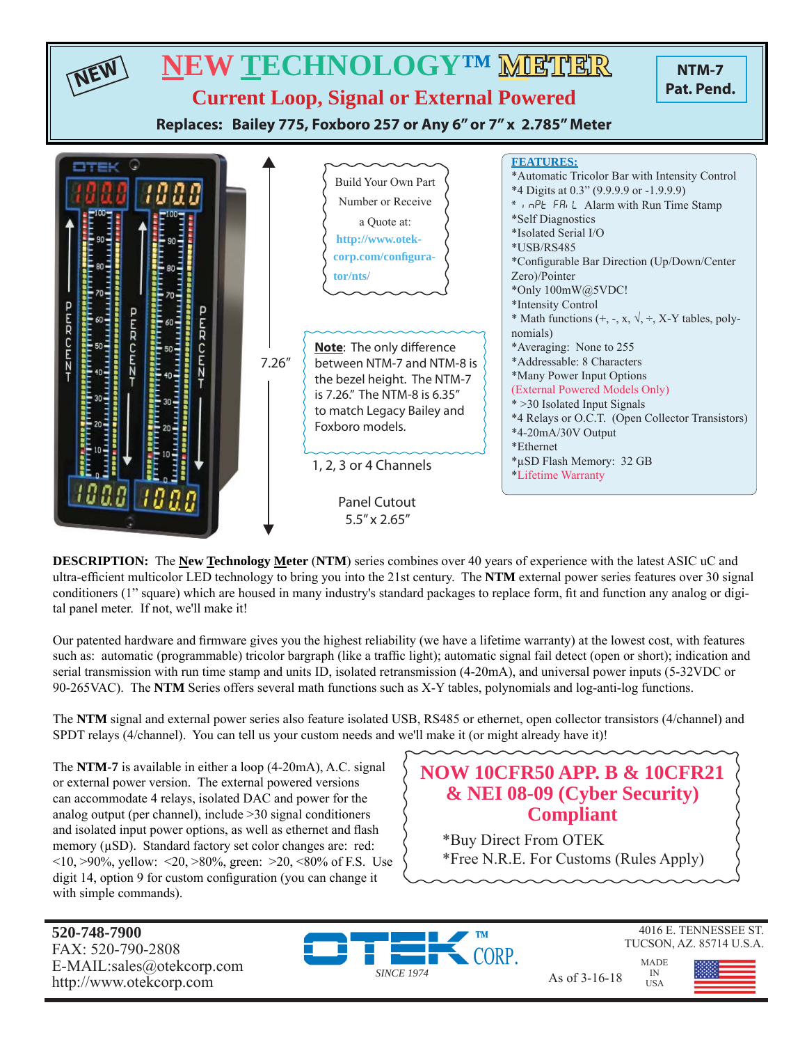NEW

# NEW TECHNOLOGY™ METER

## Current Loop, Signal or External Powered

**Replaces: Bailey 775, Foxboro 257 or Any 6" or 7" x 2.785" Meter**

**NTM-7**
**Pat. Pend.**

Build Your Own Part Number or Receive a Quote at: http://www.otek-corp.com/configurator/nts/

7.26"

**Note**: The only difference between NTM-7 and NTM-8 is the bezel height. The NTM-7 is 7.26." The NTM-8 is 6.35" to match Legacy Bailey and Foxboro models.

1, 2, 3 or 4 Channels

Panel Cutout
5.5" x 2.65"

**FEATURES:**

*Automatic Tricolor Bar with Intensity Control
*4 Digits at 0.3" (9.9.9.9 or -1.9.9.9)
* inPt FAiL Alarm with Run Time Stamp
*Self Diagnostics
*Isolated Serial I/O
*USB/RS485
*Configurable Bar Direction (Up/Down/Center Zero)/Pointer
*Only 100mW@5VDC!
*Intensity Control
* Math functions (+, -, x, √, ÷, X-Y tables, polynomials)
*Averaging: None to 255
*Addressable: 8 Characters
*Many Power Input Options
(External Powered Models Only)
* >30 Isolated Input Signals
*4 Relays or O.C.T. (Open Collector Transistors)
*4-20mA/30V Output
*Ethernet
*µSD Flash Memory: 32 GB
*Lifetime Warranty

**DESCRIPTION:** The **New Technology Meter** (**NTM**) series combines over 40 years of experience with the latest ASIC uC and ultra-efficient multicolor LED technology to bring you into the 21st century. The **NTM** external power series features over 30 signal conditioners (1" square) which are housed in many industry's standard packages to replace form, fit and function any analog or digital panel meter. If not, we'll make it!

Our patented hardware and firmware gives you the highest reliability (we have a lifetime warranty) at the lowest cost, with features such as: automatic (programmable) tricolor bargraph (like a traffic light); automatic signal fail detect (open or short); indication and serial transmission with run time stamp and units ID, isolated retransmission (4-20mA), and universal power inputs (5-32VDC or 90-265VAC). The **NTM** Series offers several math functions such as X-Y tables, polynomials and log-anti-log functions.

The **NTM** signal and external power series also feature isolated USB, RS485 or ethernet, open collector transistors (4/channel) and SPDT relays (4/channel). You can tell us your custom needs and we'll make it (or might already have it)!

The **NTM-7** is available in either a loop (4-20mA), A.C. signal or external power versions. The external powered versions can accommodate 4 relays, isolated DAC and power for the analog output (per channel), include >30 signal conditioners and isolated input power options, as well as ethernet and flash memory (µSD). Standard factory set color changes are: red: <10, >90%, yellow: <20, >80%, green: >20, <80% of F.S. Use digit 14, option 9 for custom configuration (you can change it with simple commands).

**NOW 10CFR50 APP. B & 10CFR21 & NEI 08-09 (Cyber Security) Compliant**

*Buy Direct From OTEK
*Free N.R.E. For Customs (Rules Apply)

**520-748-7900**
FAX: 520-790-2808
E-MAIL:sales@otekcorp.com
http://www.otekcorp.com

OTEK™ CORP.
SINCE 1974

As of 3-16-18

4016 E. TENNESSEE ST.
TUCSON, AZ. 85714 U.S.A.

MADE IN USA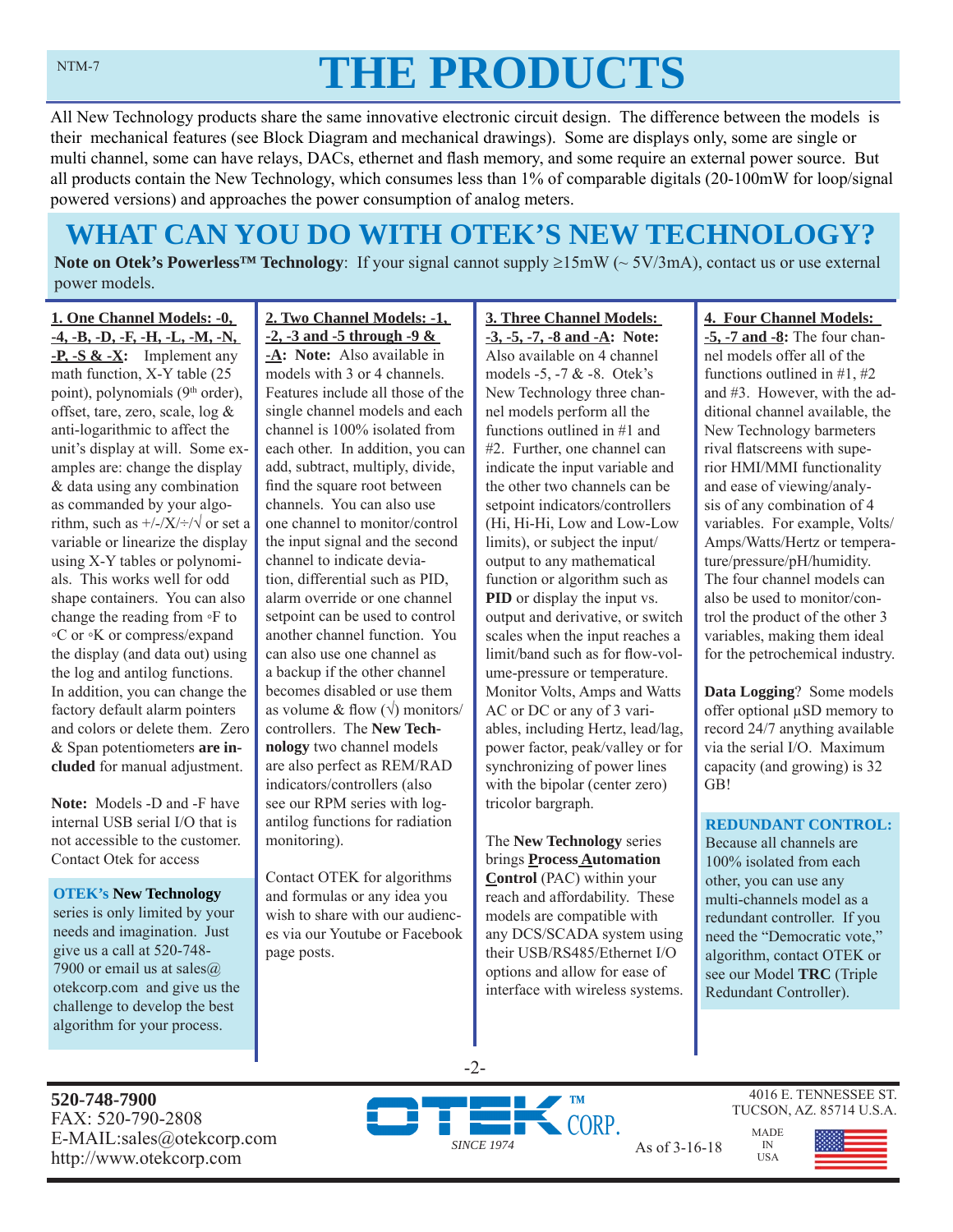# THE PRODUCTS

All New Technology products share the same innovative electronic circuit design. The difference between the models is their mechanical features (see Block Diagram and mechanical drawings). Some are displays only, some are single or multi channel, some can have relays, DACs, ethernet and flash memory, and some require an external power source. But all products contain the New Technology, which consumes less than 1% of comparable digitals (20-100mW for loop/signal powered versions) and approaches the power consumption of analog meters.

## WHAT CAN YOU DO WITH OTEK'S NEW TECHNOLOGY?

**Note on Otek's Powerless™ Technology**: If your signal cannot supply ≥15mW (~ 5V/3mA), contact us or use external power models.

**1. One Channel Models: -0, -4, -B, -D, -F, -H, -L, -M, -N, -P, -S & -X:** Implement any math function, X-Y table (25 point), polynomials (9th order), offset, tare, zero, scale, log & anti-logarithmic to affect the unit's display at will. Some examples are: change the display & data using any combination as commanded by your algorithm, such as +/-/X/÷/√ or set a variable or linearize the display using X-Y tables or polynomials. This works well for odd shape containers. You can also change the reading from ◦F to ◦C or ◦K or compress/expand the display (and data out) using the log and antilog functions. In addition, you can change the factory default alarm pointers and colors or delete them. Zero & Span potentiometers **are included** for manual adjustment.

**Note:** Models -D and -F have internal USB serial I/O that is not accessible to the customer. Contact Otek for access

**OTEK's New Technology** series is only limited by your needs and imagination. Just give us a call at 520-748-7900 or email us at sales@otekcorp.com and give us the challenge to develop the best algorithm for your process.

**2. Two Channel Models: -1, -2, -3 and -5 through -9 & -A: Note:** Also available in models with 3 or 4 channels. Features include all those of the single channel models and each channel is 100% isolated from each other. In addition, you can add, subtract, multiply, divide, find the square root between channels. You can also use one channel to monitor/control the input signal and the second channel to indicate deviation, differential such as PID, alarm override or one channel setpoint can be used to control another channel function. You can also use one channel as a backup if the other channel becomes disabled or use them as volume & flow (√) monitors/controllers. The **New Technology** two channel models are also perfect as REM/RAD indicators/controllers (also see our RPM series with log-antilog functions for radiation monitoring).

Contact OTEK for algorithms and formulas or any idea you wish to share with our audiences via our Youtube or Facebook page posts.

**3. Three Channel Models: -3, -5, -7, -8 and -A: Note:** Also available on 4 channel models -5, -7 & -8. Otek's New Technology three channel models perform all the functions outlined in #1 and #2. Further, one channel can indicate the input variable and the other two channels can be setpoint indicators/controllers (Hi, Hi-Hi, Low and Low-Low limits), or subject the input/output to any mathematical function or algorithm such as **PID** or display the input vs. output and derivative, or switch scales when the input reaches a limit/band such as for flow-volume-pressure or temperature. Monitor Volts, Amps and Watts AC or DC or any of 3 variables, including Hertz, lead/lag, power factor, peak/valley or for synchronizing of power lines with the bipolar (center zero) tricolor bargraph.

The **New Technology** series brings **Process Automation Control** (PAC) within your reach and affordability. These models are compatible with any DCS/SCADA system using their USB/RS485/Ethernet I/O options and allow for ease of interface with wireless systems.

**4. Four Channel Models: -5, -7 and -8:** The four channel models offer all of the functions outlined in #1, #2 and #3. However, with the additional channel available, the New Technology barmeters rival flatscreens with superior HMI/MMI functionality and ease of viewing/analysis of any combination of 4 variables. For example, Volts/Amps/Watts/Hertz or temperature/pressure/pH/humidity. The four channel models can also be used to monitor/control the product of the other 3 variables, making them ideal for the petrochemical industry.

**Data Logging**? Some models offer optional µSD memory to record 24/7 anything available via the serial I/O. Maximum capacity (and growing) is 32 GB!

**REDUNDANT CONTROL:** Because all channels are 100% isolated from each other, you can use any multi-channels model as a redundant controller. If you need the "Democratic vote," algorithm, contact OTEK or see our Model **TRC** (Triple Redundant Controller).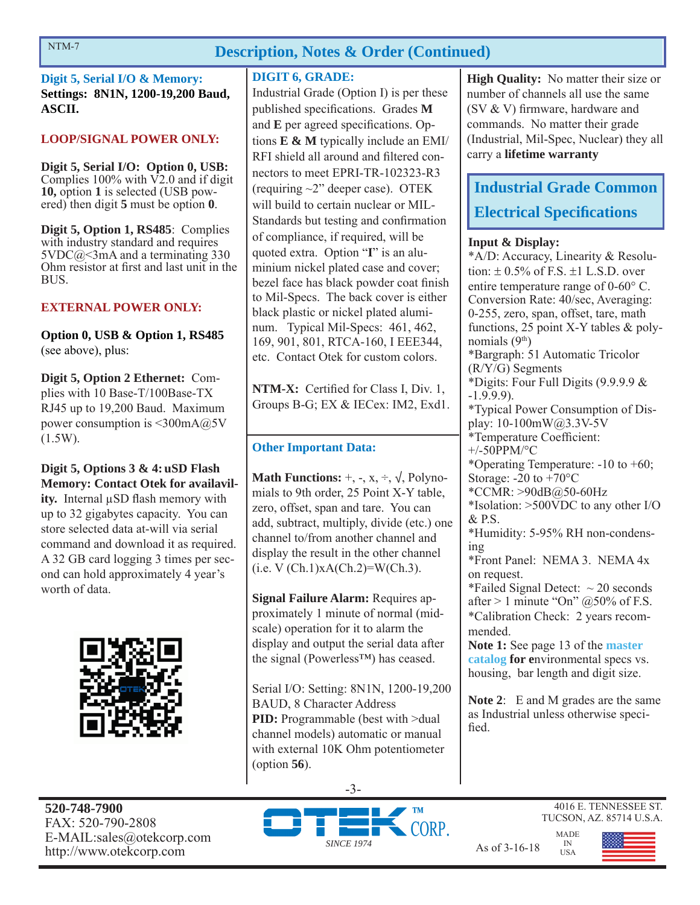## Description, Notes & Order (Continued)

**Digit 5, Serial I/O & Memory:**
**Settings: 8N1N, 1200-19,200 Baud, ASCII.**

**LOOP/SIGNAL POWER ONLY:**

**Digit 5, Serial I/O: Option 0, USB:** Complies 100% with V2.0 and if digit **10,** option **1** is selected (USB powered) then digit **5** must be option **0**.

**Digit 5, Option 1, RS485**: Complies with industry standard and requires 5VDC@<3mA and a terminating 330 Ohm resistor at first and last unit in the BUS.

**EXTERNAL POWER ONLY:**

**Option 0, USB & Option 1, RS485** (see above), plus:

**Digit 5, Option 2 Ethernet:** Complies with 10 Base-T/100Base-TX RJ45 up to 19,200 Baud. Maximum power consumption is <300mA@5V (1.5W).

**Digit 5, Options 3 & 4: uSD Flash Memory: Contact Otek for availability.** Internal µSD flash memory with up to 32 gigabytes capacity. You can store selected data at-will via serial command and download it as required. A 32 GB card logging 3 times per second can hold approximately 4 year's worth of data.

**DIGIT 6, GRADE:**
Industrial Grade (Option I) is per these published specifications. Grades **M** and **E** per agreed specifications. Options **E & M** typically include an EMI/RFI shield all around and filtered connectors to meet EPRI-TR-102323-R3 (requiring ~2" deeper case). OTEK will build to certain nuclear or MIL-Standards but testing and confirmation of compliance, if required, will be quoted extra. Option "**I**" is an aluminium nickel plated case and cover; bezel face has black powder coat finish to Mil-Specs. The back cover is either black plastic or nickel plated aluminum. Typical Mil-Specs: 461, 462, 169, 901, 801, RTCA-160, I EEE344, etc. Contact Otek for custom colors.

**NTM-X:** Certified for Class I, Div. 1, Groups B-G; EX & IECex: IM2, Exd1.

**Other Important Data:**

**Math Functions:** +, -, x, ÷, √, Polynomials to 9th order, 25 Point X-Y table, zero, offset, span and tare. You can add, subtract, multiply, divide (etc.) one channel to/from another channel and display the result in the other channel (i.e. V (Ch.1)xA(Ch.2)=W(Ch.3).

**Signal Failure Alarm:** Requires approximately 1 minute of normal (mid-scale) operation for it to alarm the display and output the serial data after the signal (Powerless™) has ceased.

Serial I/O: Setting: 8N1N, 1200-19,200 BAUD, 8 Character Address
**PID:** Programmable (best with >dual channel models) automatic or manual with external 10K Ohm potentiometer (option **56**).

**High Quality:** No matter their size or number of channels all use the same (SV & V) firmware, hardware and commands. No matter their grade (Industrial, Mil-Spec, Nuclear) they all carry a **lifetime warranty**

## Industrial Grade Common Electrical Specifications

**Input & Display:**
*A/D: Accuracy, Linearity & Resolution: ± 0.5% of F.S. ±1 L.S.D. over entire temperature range of 0-60° C. Conversion Rate: 40/sec, Averaging: 0-255, zero, span, offset, tare, math functions, 25 point X-Y tables & polynomials (9th)
*Bargraph: 51 Automatic Tricolor (R/Y/G) Segments
*Digits: Four Full Digits (9.9.9.9 & -1.9.9.9).
*Typical Power Consumption of Display: 10-100mW@3.3V-5V
*Temperature Coefficient: +/-50PPM/°C
*Operating Temperature: -10 to +60; Storage: -20 to +70°C
*CCMR: >90dB@50-60Hz
*Isolation: >500VDC to any other I/O & P.S.
*Humidity: 5-95% RH non-condensing
*Front Panel: NEMA 3. NEMA 4x on request.
*Failed Signal Detect: ~ 20 seconds after > 1 minute "On" @50% of F.S.
*Calibration Check: 2 years recommended.
**Note 1:** See page 13 of the master catalog **for e**nvironmental specs vs. housing, bar length and digit size.

**Note 2**: E and M grades are the same as Industrial unless otherwise specified.

**520-748-7900**
FAX: 520-790-2808
E-MAIL:sales@otekcorp.com
http://www.otekcorp.com

OTEK™ CORP. SINCE 1974

4016 E. TENNESSEE ST.
TUCSON, AZ. 85714 U.S.A.

As of 3-16-18 MADE IN USA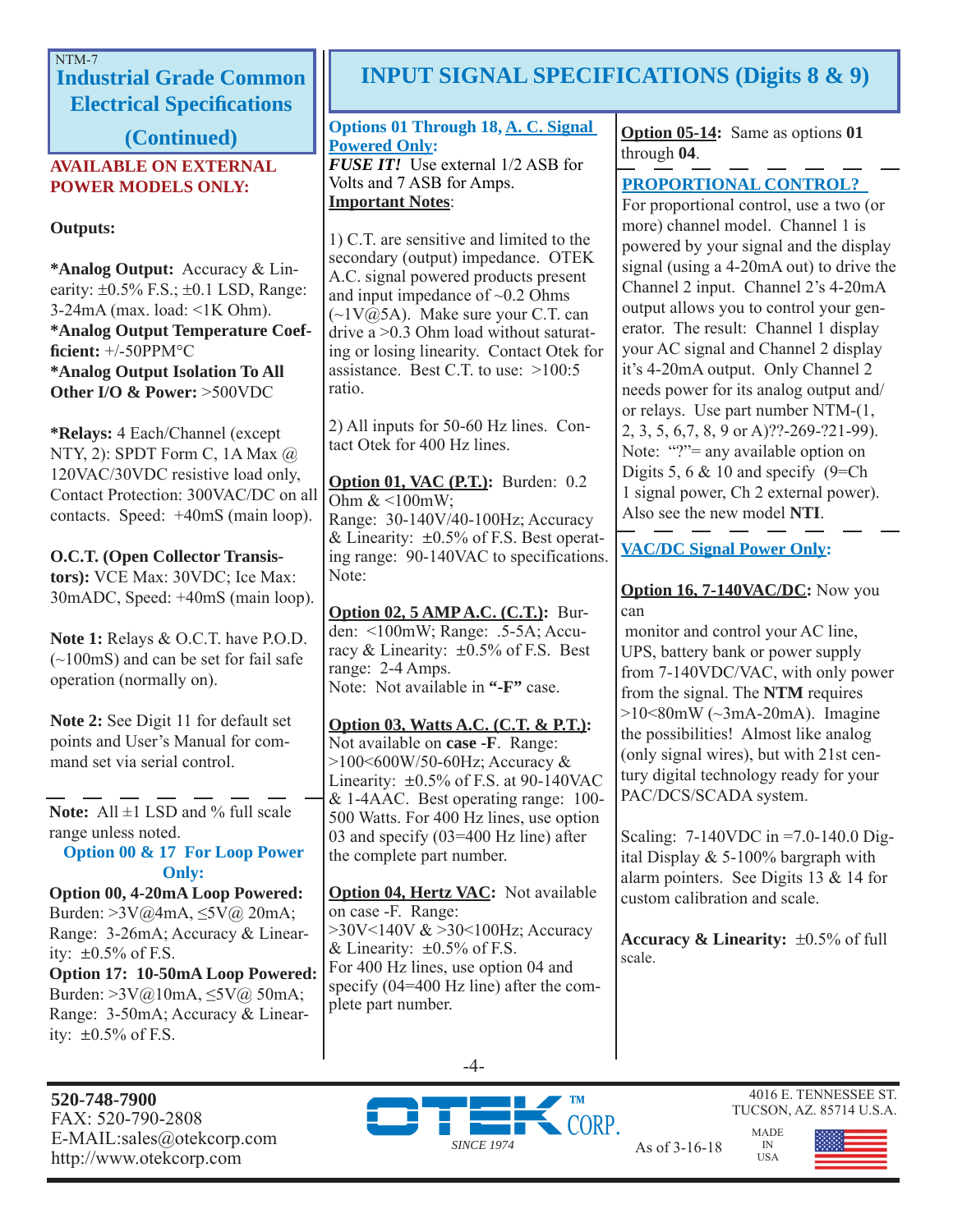NTM-7

## Industrial Grade Common Electrical Specifications (Continued)

**AVAILABLE ON EXTERNAL POWER MODELS ONLY:**

**Outputs:**

***Analog Output:** Accuracy & Linearity: ±0.5% F.S.; ±0.1 LSD, Range: 3-24mA (max. load: <1K Ohm).
***Analog Output Temperature Coefficient:** +/-50PPM°C
***Analog Output Isolation To All Other I/O & Power:** >500VDC

***Relays:** 4 Each/Channel (except NTY, 2): SPDT Form C, 1A Max @ 120VAC/30VDC resistive load only, Contact Protection: 300VAC/DC on all contacts. Speed: +40mS (main loop).

**O.C.T. (Open Collector Transistors):** VCE Max: 30VDC; Ice Max: 30mADC, Speed: +40mS (main loop).

**Note 1:** Relays & O.C.T. have P.O.D. (~100mS) and can be set for fail safe operation (normally on).

**Note 2:** See Digit 11 for default set points and User's Manual for command set via serial control.

---

**Note:** All ±1 LSD and % full scale range unless noted.

**Option 00 & 17 For Loop Power Only:**

**Option 00, 4-20mA Loop Powered:** Burden: >3V@4mA, ≤5V@ 20mA; Range: 3-26mA; Accuracy & Linearity: ±0.5% of F.S.
**Option 17: 10-50mA Loop Powered:** Burden: >3V@10mA, ≤5V@ 50mA; Range: 3-50mA; Accuracy & Linearity: ±0.5% of F.S.

## INPUT SIGNAL SPECIFICATIONS (Digits 8 & 9)

**Options 01 Through 18, A. C. Signal Powered Only:**
***FUSE IT!*** Use external 1/2 ASB for Volts and 7 ASB for Amps.
**Important Notes**:

1) C.T. are sensitive and limited to the secondary (output) impedance. OTEK A.C. signal powered products present and input impedance of ~0.2 Ohms (~1V@5A). Make sure your C.T. can drive a >0.3 Ohm load without saturating or losing linearity. Contact Otek for assistance. Best C.T. to use: >100:5 ratio.

2) All inputs for 50-60 Hz lines. Contact Otek for 400 Hz lines.

**Option 01, VAC (P.T.):** Burden: 0.2 Ohm & <100mW;
Range: 30-140V/40-100Hz; Accuracy & Linearity: ±0.5% of F.S. Best operating range: 90-140VAC to specifications. Note:

**Option 02, 5 AMP A.C. (C.T.):** Burden: <100mW; Range: .5-5A; Accuracy & Linearity: ±0.5% of F.S. Best range: 2-4 Amps.
Note: Not available in **"-F"** case.

**Option 03, Watts A.C. (C.T. & P.T.):** Not available on **case -F**. Range: >100<600W/50-60Hz; Accuracy & Linearity: ±0.5% of F.S. at 90-140VAC & 1-4AAC. Best operating range: 100-500 Watts. For 400 Hz lines, use option 03 and specify (03=400 Hz line) after the complete part number.

**Option 04, Hertz VAC:** Not available on case -F. Range: >30V<140V & >30<100Hz; Accuracy & Linearity: ±0.5% of F.S.
For 400 Hz lines, use option 04 and specify (04=400 Hz line) after the complete part number.

**Option 05-14:** Same as options **01** through **04**.

---

**PROPORTIONAL CONTROL?**
For proportional control, use a two (or more) channel model. Channel 1 is powered by your signal and the display signal (using a 4-20mA out) to drive the Channel 2 input. Channel 2's 4-20mA output allows you to control your generator. The result: Channel 1 display your AC signal and Channel 2 display it's 4-20mA output. Only Channel 2 needs power for its analog output and/or relays. Use part number NTM-(1, 2, 3, 5, 6,7, 8, 9 or A)??-269-?21-99). Note: "?"= any available option on Digits 5, 6 & 10 and specify (9=Ch 1 signal power, Ch 2 external power). Also see the new model **NTI**.

---

**VAC/DC Signal Power Only:**

**Option 16, 7-140VAC/DC:** Now you can
monitor and control your AC line, UPS, battery bank or power supply from 7-140VDC/VAC, with only power from the signal. The **NTM** requires >10<80mW (~3mA-20mA). Imagine the possibilities! Almost like analog (only signal wires), but with 21st century digital technology ready for your PAC/DCS/SCADA system.

Scaling: 7-140VDC in =7.0-140.0 Digital Display & 5-100% bargraph with alarm pointers. See Digits 13 & 14 for custom calibration and scale.

**Accuracy & Linearity:** ±0.5% of full scale.

**520-748-7900**
FAX: 520-790-2808
E-MAIL:sales@otekcorp.com
http://www.otekcorp.com

OTEK™ CORP. SINCE 1974

As of 3-16-18

4016 E. TENNESSEE ST.
TUCSON, AZ. 85714 U.S.A.

MADE IN USA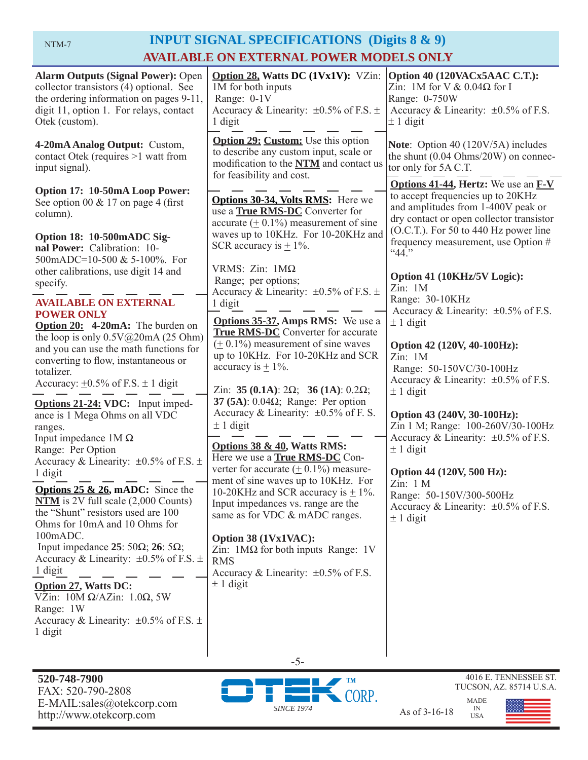# INPUT SIGNAL SPECIFICATIONS (Digits 8 & 9)

## AVAILABLE ON EXTERNAL POWER MODELS ONLY

**Alarm Outputs (Signal Power):** Open collector transistors (4) optional. See the ordering information on pages 9-11, digit 11, option 1. For relays, contact Otek (custom).

**4-20mA Analog Output:** Custom, contact Otek (requires >1 watt from input signal).

**Option 17: 10-50mA Loop Power:** See option 00 & 17 on page 4 (first column).

**Option 18: 10-500mADC Signal Power:** Calibration: 10-500mADC=10-500 & 5-100%. For other calibrations, use digit 14 and specify.

**AVAILABLE ON EXTERNAL POWER ONLY**

**Option 20: 4-20mA:** The burden on the loop is only 0.5V@20mA (25 Ohm) and you can use the math functions for converting to flow, instantaneous or totalizer.
Accuracy: ±0.5% of F.S. ± 1 digit

**Options 21-24: VDC:** Input impedance is 1 Mega Ohms on all VDC ranges.
Input impedance 1M Ω
Range: Per Option
Accuracy & Linearity: ±0.5% of F.S. ± 1 digit

**Options 25 & 26, mADC:** Since the **NTM** is 2V full scale (2,000 Counts) the "Shunt" resistors used are 100 Ohms for 10mA and 10 Ohms for 100mADC.
Input impedance **25**: 50Ω; **26**: 5Ω;
Accuracy & Linearity: ±0.5% of F.S. ± 1 digit

**Option 27, Watts DC:**
VZin: 10M Ω/AZin: 1.0Ω, 5W
Range: 1W
Accuracy & Linearity: ±0.5% of F.S. ± 1 digit

**Option 28, Watts DC (1Vx1V):** VZin: 1M for both inputs
Range: 0-1V
Accuracy & Linearity: ±0.5% of F.S. ± 1 digit

**Option 29: Custom:** Use this option to describe any custom input, scale or modification to the **NTM** and contact us for feasibility and cost.

**Options 30-34, Volts RMS:** Here we use a **True RMS-DC** Converter for accurate (± 0.1%) measurement of sine waves up to 10KHz. For 10-20KHz and SCR accuracy is ± 1%.

VRMS: Zin: 1MΩ
Range; per options;
Accuracy & Linearity: ±0.5% of F.S. ± 1 digit

**Options 35-37, Amps RMS:** We use a **True RMS-DC** Converter for accurate (± 0.1%) measurement of sine waves up to 10KHz. For 10-20KHz and SCR accuracy is ± 1%.

Zin: **35 (0.1A)**: 2Ω; **36 (1A)**: 0.2Ω; **37 (5A)**: 0.04Ω; Range: Per option
Accuracy & Linearity: ±0.5% of F. S. ± 1 digit

**Options 38 & 40, Watts RMS:** Here we use a **True RMS-DC** Converter for accurate (± 0.1%) measurement of sine waves up to 10KHz. For 10-20KHz and SCR accuracy is ± 1%. Input impedances vs. range are the same as for VDC & mADC ranges.

**Option 38 (1Vx1VAC):**
Zin: 1MΩ for both inputs Range: 1V RMS
Accuracy & Linearity: ±0.5% of F.S. ± 1 digit

**Option 40 (120VACx5AAC C.T.):**
Zin: 1M for V & 0.04Ω for I
Range: 0-750W
Accuracy & Linearity: ±0.5% of F.S. ± 1 digit

**Note**: Option 40 (120V/5A) includes the shunt (0.04 Ohms/20W) on connector only for 5A C.T.

**Options 41-44, Hertz:** We use an **F-V** to accept frequencies up to 20KHz and amplitudes from 1-400V peak or dry contact or open collector transistor (O.C.T.). For 50 to 440 Hz power line frequency measurement, use Option # "44."

**Option 41 (10KHz/5V Logic):**
Zin: 1M
Range: 30-10KHz
Accuracy & Linearity: ±0.5% of F.S. ± 1 digit

**Option 42 (120V, 40-100Hz):**
Zin: 1M
Range: 50-150VC/30-100Hz
Accuracy & Linearity: ±0.5% of F.S. ± 1 digit

**Option 43 (240V, 30-100Hz):**
Zin 1 M; Range: 100-260V/30-100Hz
Accuracy & Linearity: ±0.5% of F.S. ± 1 digit

**Option 44 (120V, 500 Hz):**
Zin: 1 M
Range: 50-150V/300-500Hz
Accuracy & Linearity: ±0.5% of F.S. ± 1 digit

**520-748-7900**
FAX: 520-790-2808
E-MAIL:sales@otekcorp.com
http://www.otekcorp.com

OTEK CORP. SINCE 1974

4016 E. TENNESSEE ST.
TUCSON, AZ. 85714 U.S.A.

As of 3-16-18

MADE IN USA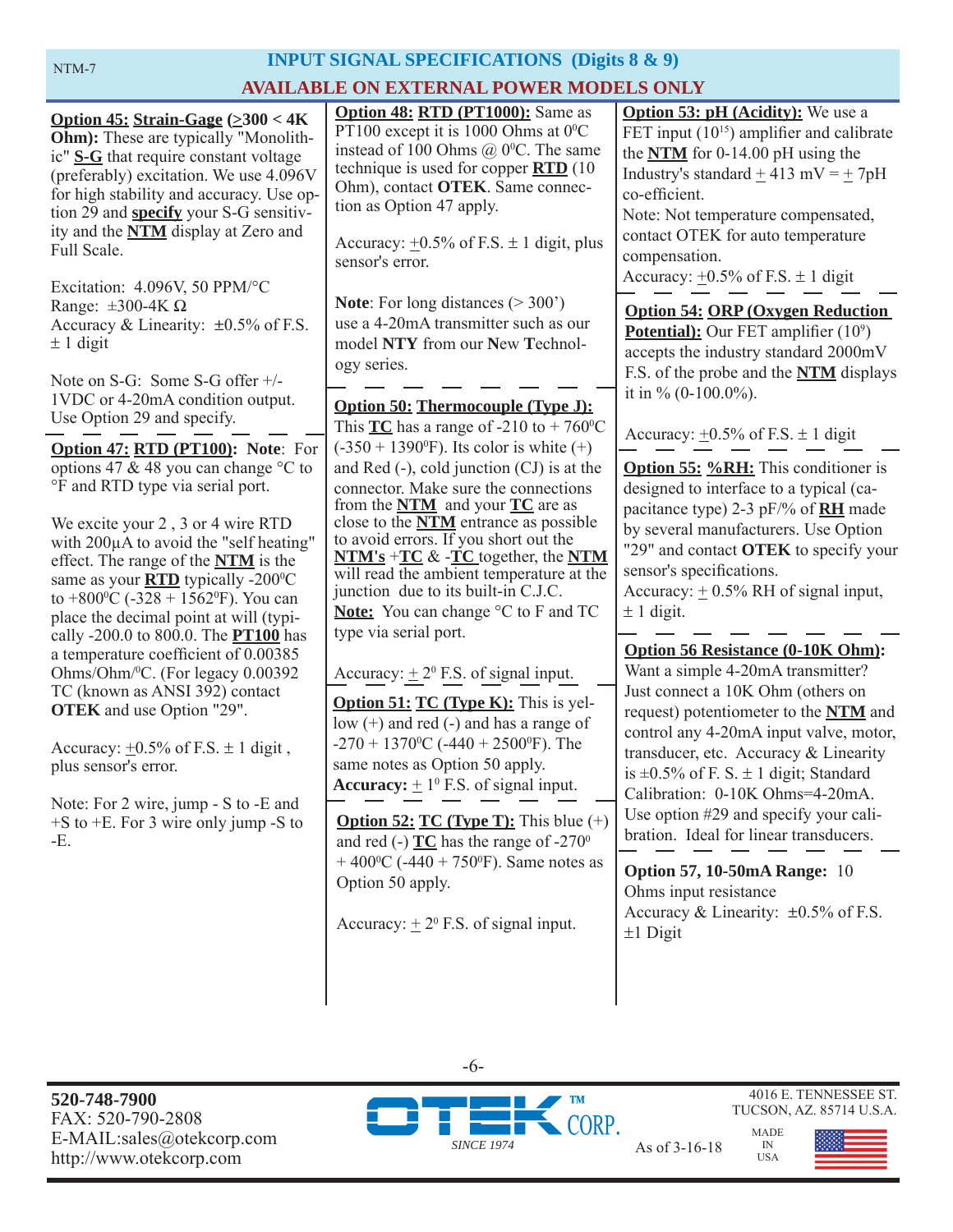# INPUT SIGNAL SPECIFICATIONS (Digits 8 & 9)

## AVAILABLE ON EXTERNAL POWER MODELS ONLY

**Option 45: Strain-Gage (≥300 < 4K Ohm):** These are typically "Monolithic" **S-G** that require constant voltage (preferably) excitation. We use 4.096V for high stability and accuracy. Use option 29 and **specify** your S-G sensitivity and the **NTM** display at Zero and Full Scale.

Excitation: 4.096V, 50 PPM/°C
Range: ±300-4K Ω
Accuracy & Linearity: ±0.5% of F.S. ± 1 digit

Note on S-G: Some S-G offer +/- 1VDC or 4-20mA condition output. Use Option 29 and specify.

**Option 47: RTD (PT100): Note**: For options 47 & 48 you can change °C to °F and RTD type via serial port.

We excite your 2 , 3 or 4 wire RTD with 200µA to avoid the "self heating" effect. The range of the **NTM** is the same as your **RTD** typically -200°C to +800°C (-328 + 1562°F). You can place the decimal point at will (typically -200.0 to 800.0. The **PT100** has a temperature coefficient of 0.00385 Ohms/Ohm/°C. (For legacy 0.00392 TC (known as ANSI 392) contact **OTEK** and use Option "29".

Accuracy: ±0.5% of F.S. ± 1 digit , plus sensor's error.

Note: For 2 wire, jump - S to -E and +S to +E. For 3 wire only jump -S to -E.

**Option 48: RTD (PT1000):** Same as PT100 except it is 1000 Ohms at 0°C instead of 100 Ohms @ 0°C. The same technique is used for copper **RTD** (10 Ohm), contact **OTEK**. Same connection as Option 47 apply.

Accuracy: ±0.5% of F.S. ± 1 digit, plus sensor's error.

**Note**: For long distances (> 300') use a 4-20mA transmitter such as our model **NTY** from our **N**ew **T**echnology series.

**Option 50: Thermocouple (Type J):** This **TC** has a range of -210 to + 760°C (-350 + 1390°F). Its color is white (+) and Red (-), cold junction (CJ) is at the connector. Make sure the connections from the **NTM** and your **TC** are as close to the **NTM** entrance as possible to avoid errors. If you short out the **NTM's** +**TC** & -**TC** together, the **NTM** will read the ambient temperature at the junction due to its built-in C.J.C.
**Note:** You can change °C to F and TC type via serial port.

Accuracy: ± 2° F.S. of signal input.

**Option 51: TC (Type K):** This is yellow (+) and red (-) and has a range of -270 + 1370°C (-440 + 2500°F). The same notes as Option 50 apply.
**Accuracy:** ± 1° F.S. of signal input.

**Option 52: TC (Type T):** This blue (+) and red (-) **TC** has the range of -270° + 400°C (-440 + 750°F). Same notes as Option 50 apply.

Accuracy: ± 2° F.S. of signal input.

**Option 53: pH (Acidity):** We use a FET input ($10^{15}$) amplifier and calibrate the **NTM** for 0-14.00 pH using the Industry's standard ± 413 mV = ± 7pH co-efficient.
Note: Not temperature compensated, contact OTEK for auto temperature compensation.
Accuracy: ±0.5% of F.S. ± 1 digit

**Option 54: ORP (Oxygen Reduction Potential):** Our FET amplifier ($10^9$) accepts the industry standard 2000mV F.S. of the probe and the **NTM** displays it in % (0-100.0%).

Accuracy: ±0.5% of F.S. ± 1 digit

**Option 55: %RH:** This conditioner is designed to interface to a typical (capacitance type) 2-3 pF/% of **RH** made by several manufacturers. Use Option "29" and contact **OTEK** to specify your sensor's specifications.
Accuracy: ± 0.5% RH of signal input, ± 1 digit.

**Option 56 Resistance (0-10K Ohm):** Want a simple 4-20mA transmitter? Just connect a 10K Ohm (others on request) potentiometer to the **NTM** and control any 4-20mA input valve, motor, transducer, etc. Accuracy & Linearity is ±0.5% of F. S. ± 1 digit; Standard Calibration: 0-10K Ohms=4-20mA. Use option #29 and specify your calibration. Ideal for linear transducers.

**Option 57, 10-50mA Range:** 10 Ohms input resistance
Accuracy & Linearity: ±0.5% of F.S. ±1 Digit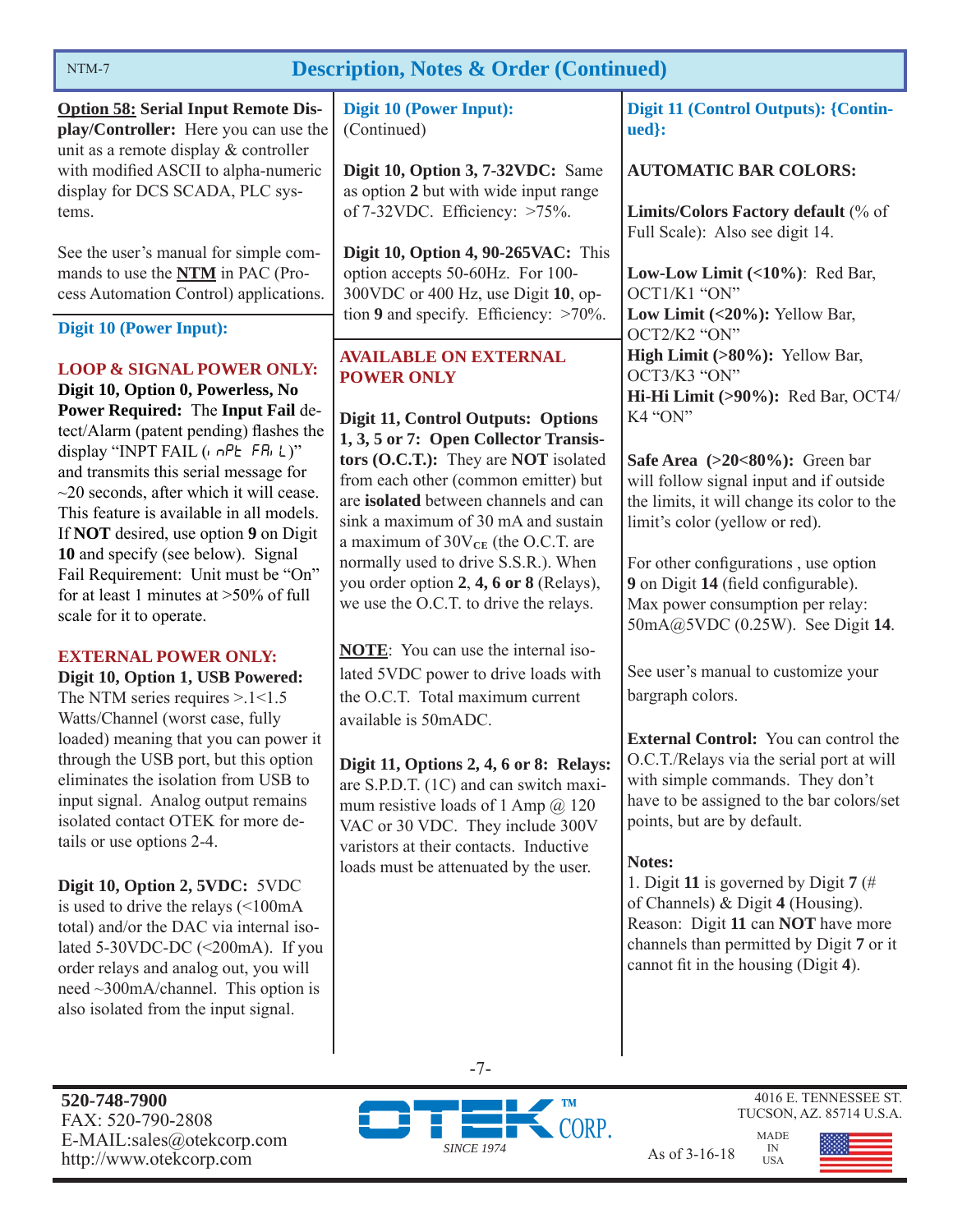## Description, Notes & Order (Continued)

**Option 58: Serial Input Remote Display/Controller:** Here you can use the unit as a remote display & controller with modified ASCII to alpha-numeric display for DCS SCADA, PLC systems.

See the user's manual for simple commands to use the **NTM** in PAC (Process Automation Control) applications.

### Digit 10 (Power Input):

**LOOP & SIGNAL POWER ONLY:**

**Digit 10, Option 0, Powerless, No Power Required:** The **Input Fail** detect/Alarm (patent pending) flashes the display "INPT FAIL (InPt FAIL)" and transmits this serial message for ~20 seconds, after which it will cease. This feature is available in all models. If **NOT** desired, use option **9** on Digit **10** and specify (see below). Signal Fail Requirement: Unit must be "On" for at least 1 minutes at >50% of full scale for it to operate.

**EXTERNAL POWER ONLY:**

**Digit 10, Option 1, USB Powered:** The NTM series requires >.1<1.5 Watts/Channel (worst case, fully loaded) meaning that you can power it through the USB port, but this option eliminates the isolation from USB to input signal. Analog output remains isolated contact OTEK for more details or use options 2-4.

**Digit 10, Option 2, 5VDC:** 5VDC is used to drive the relays (<100mA total) and/or the DAC via internal isolated 5-30VDC-DC (<200mA). If you order relays and analog out, you will need ~300mA/channel. This option is also isolated from the input signal.

### Digit 10 (Power Input): (Continued)

**Digit 10, Option 3, 7-32VDC:** Same as option **2** but with wide input range of 7-32VDC. Efficiency: >75%.

**Digit 10, Option 4, 90-265VAC:** This option accepts 50-60Hz. For 100-300VDC or 400 Hz, use Digit **10**, option **9** and specify. Efficiency: >70%.

**AVAILABLE ON EXTERNAL POWER ONLY**

**Digit 11, Control Outputs: Options 1, 3, 5 or 7: Open Collector Transistors (O.C.T.):** They are **NOT** isolated from each other (common emitter) but are **isolated** between channels and can sink a maximum of 30 mA and sustain a maximum of 30$V_{CE}$ (the O.C.T. are normally used to drive S.S.R.). When you order option **2**, **4, 6 or 8** (Relays), we use the O.C.T. to drive the relays.

**NOTE**: You can use the internal isolated 5VDC power to drive loads with the O.C.T. Total maximum current available is 50mADC.

**Digit 11, Options 2, 4, 6 or 8: Relays:** are S.P.D.T. (1C) and can switch maximum resistive loads of 1 Amp @ 120 VAC or 30 VDC. They include 300V varistors at their contacts. Inductive loads must be attenuated by the user.

### Digit 11 (Control Outputs): {Continued}:

**AUTOMATIC BAR COLORS:**

**Limits/Colors Factory default** (% of Full Scale): Also see digit 14.

**Low-Low Limit (<10%)**: Red Bar, OCT1/K1 "ON"
**Low Limit (<20%):** Yellow Bar, OCT2/K2 "ON"
**High Limit (>80%):** Yellow Bar, OCT3/K3 "ON"
**Hi-Hi Limit (>90%):** Red Bar, OCT4/K4 "ON"

**Safe Area (>20<80%):** Green bar will follow signal input and if outside the limits, it will change its color to the limit's color (yellow or red).

For other configurations , use option **9** on Digit **14** (field configurable). Max power consumption per relay: 50mA@5VDC (0.25W). See Digit **14**.

See user's manual to customize your bargraph colors.

**External Control:** You can control the O.C.T./Relays via the serial port at will with simple commands. They don't have to be assigned to the bar colors/set points, but are by default.

**Notes:**
1. Digit **11** is governed by Digit **7** (# of Channels) & Digit **4** (Housing). Reason: Digit **11** can **NOT** have more channels than permitted by Digit **7** or it cannot fit in the housing (Digit **4**).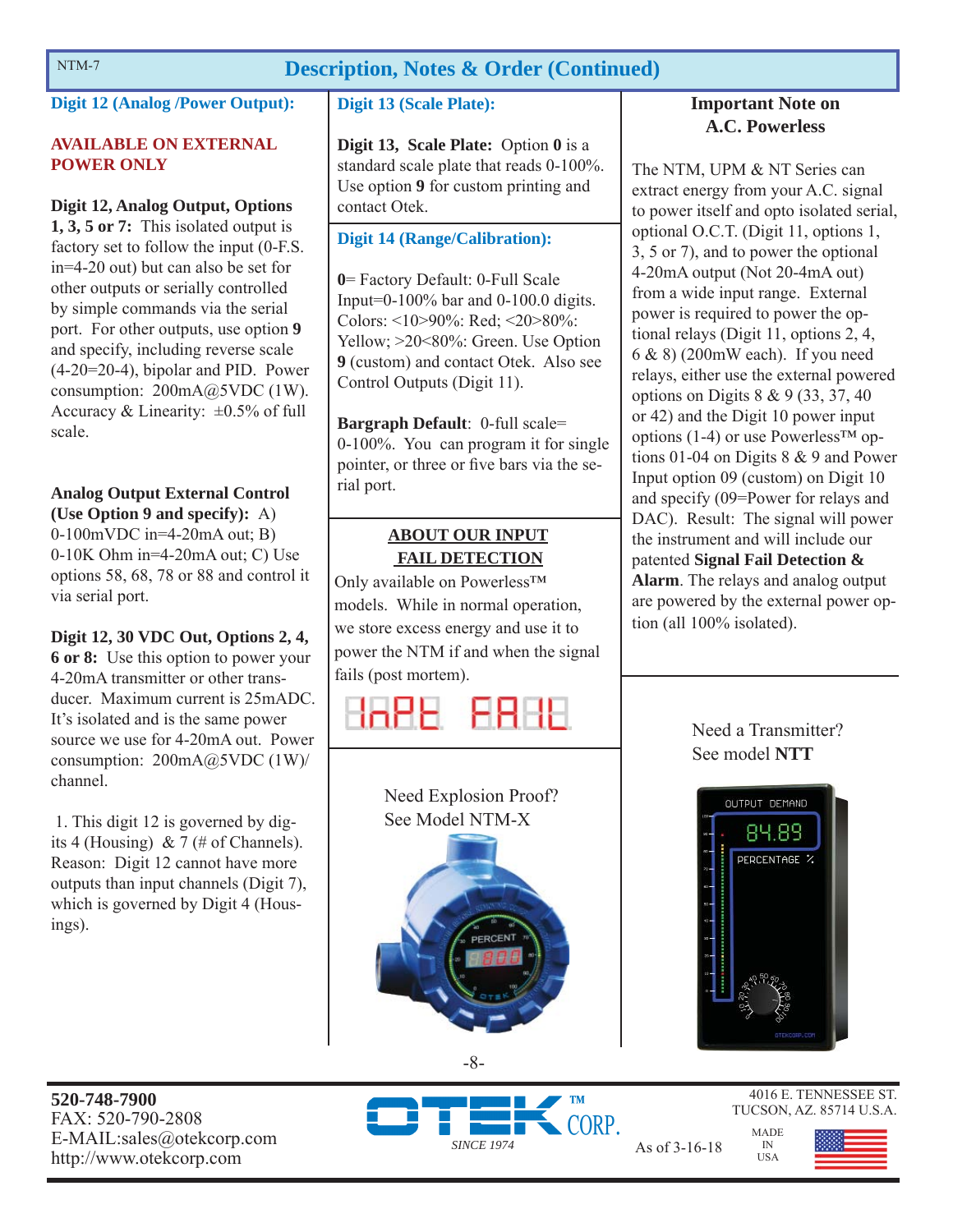# Description, Notes & Order (Continued)

## Digit 12 (Analog /Power Output):

**AVAILABLE ON EXTERNAL POWER ONLY**

**Digit 12, Analog Output, Options 1, 3, 5 or 7:** This isolated output is factory set to follow the input (0-F.S. in=4-20 out) but can also be set for other outputs or serially controlled by simple commands via the serial port. For other outputs, use option **9** and specify, including reverse scale (4-20=20-4), bipolar and PID. Power consumption: 200mA@5VDC (1W). Accuracy & Linearity: ±0.5% of full scale.

**Analog Output External Control (Use Option 9 and specify):** A) 0-100mVDC in=4-20mA out; B) 0-10K Ohm in=4-20mA out; C) Use options 58, 68, 78 or 88 and control it via serial port.

**Digit 12, 30 VDC Out, Options 2, 4, 6 or 8:** Use this option to power your 4-20mA transmitter or other transducer. Maximum current is 25mADC. It's isolated and is the same power source we use for 4-20mA out. Power consumption: 200mA@5VDC (1W)/channel.

1. This digit 12 is governed by digits 4 (Housing) & 7 (# of Channels). Reason: Digit 12 cannot have more outputs than input channels (Digit 7), which is governed by Digit 4 (Housings).

## Digit 13 (Scale Plate):

**Digit 13, Scale Plate:** Option **0** is a standard scale plate that reads 0-100%. Use option **9** for custom printing and contact Otek.

## Digit 14 (Range/Calibration):

**0**= Factory Default: 0-Full Scale Input=0-100% bar and 0-100.0 digits. Colors: <10>90%: Red; <20>80%: Yellow; >20<80%: Green. Use Option **9** (custom) and contact Otek. Also see Control Outputs (Digit 11).

**Bargraph Default**: 0-full scale= 0-100%. You can program it for single pointer, or three or five bars via the serial port.

### ABOUT OUR INPUT FAIL DETECTION

Only available on Powerless™ models. While in normal operation, we store excess energy and use it to power the NTM if and when the signal fails (post mortem).

Need Explosion Proof? See Model NTM-X

### Important Note on A.C. Powerless

The NTM, UPM & NT Series can extract energy from your A.C. signal to power itself and opto isolated serial, optional O.C.T. (Digit 11, options 1, 3, 5 or 7), and to power the optional 4-20mA output (Not 20-4mA out) from a wide input range. External power is required to power the optional relays (Digit 11, options 2, 4, 6 & 8) (200mW each). If you need relays, either use the external powered options on Digits 8 & 9 (33, 37, 40 or 42) and the Digit 10 power input options (1-4) or use Powerless™ options 01-04 on Digits 8 & 9 and Power Input option 09 (custom) on Digit 10 and specify (09=Power for relays and DAC). Result: The signal will power the instrument and will include our patented **Signal Fail Detection & Alarm**. The relays and analog output are powered by the external power option (all 100% isolated).

Need a Transmitter? See model **NTT**

520-748-7900
FAX: 520-790-2808
E-MAIL:sales@otekcorp.com
http://www.otekcorp.com

OTEK™ CORP. SINCE 1974

As of 3-16-18

4016 E. TENNESSEE ST.
TUCSON, AZ. 85714 U.S.A.
MADE IN USA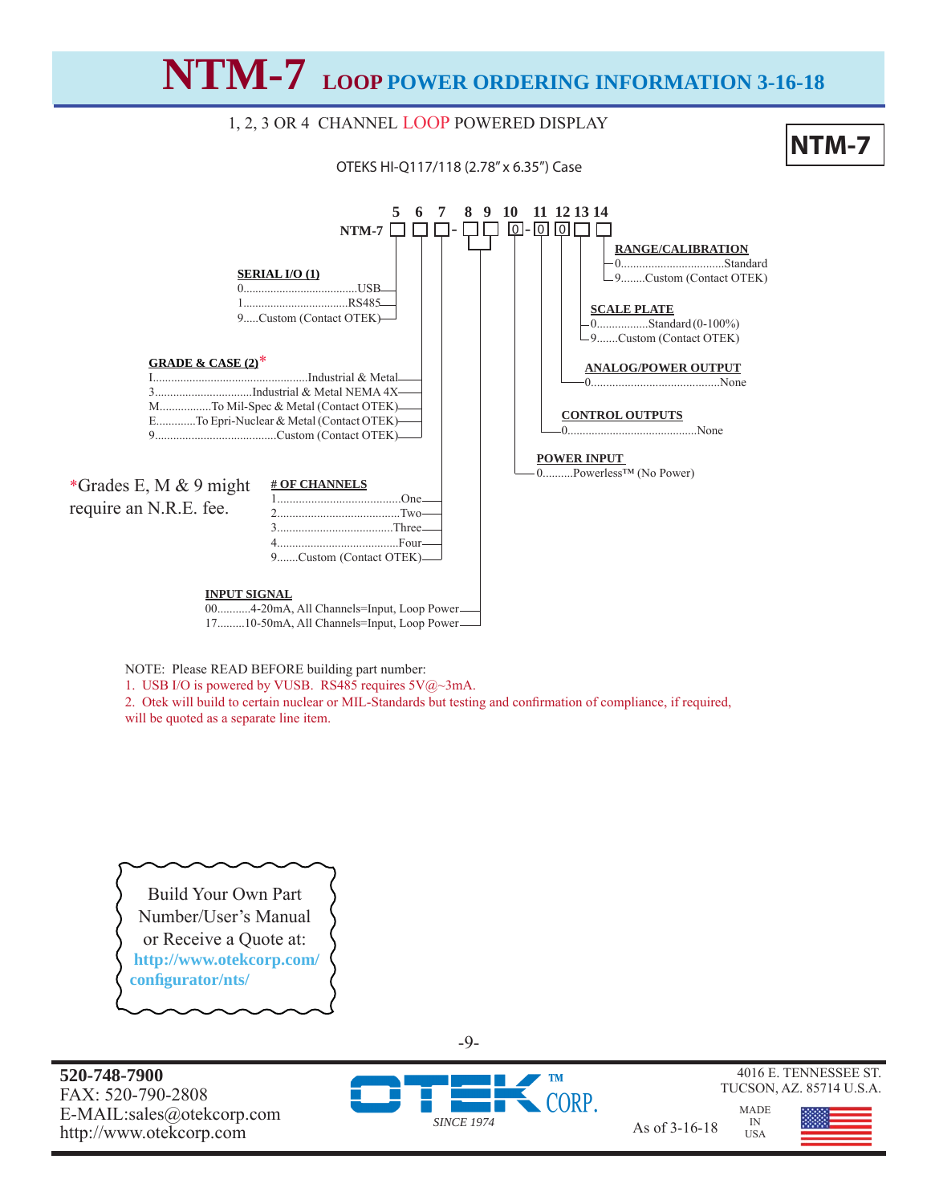# NTM-7 LOOP POWER ORDERING INFORMATION 3-16-18

1, 2, 3 OR 4 CHANNEL LOOP POWERED DISPLAY

**NTM-7**

OTEKS HI-Q117/118 (2.78" x 6.35") Case

**NTM-7 [5] [6] [7] - [8] [9] [10: 0] - [11: 0] [12: 0] [13] [14]**

**SERIAL I/O (1)** (Position 5)
- 0......USB
- 1......RS485
- 9.....Custom (Contact OTEK)

**GRADE & CASE (2)*** (Position 6)
- I......Industrial & Metal
- 3......Industrial & Metal NEMA 4X
- M......To Mil-Spec & Metal (Contact OTEK)
- E......To Epri-Nuclear & Metal (Contact OTEK)
- 9......Custom (Contact OTEK)

*Grades E, M & 9 might require an N.R.E. fee.

**# OF CHANNELS** (Position 7)
- 1......One
- 2......Two
- 3......Three
- 4......Four
- 9.......Custom (Contact OTEK)

**INPUT SIGNAL** (Positions 8-9)
- 00...........4-20mA, All Channels=Input, Loop Power
- 17.........10-50mA, All Channels=Input, Loop Power

**POWER INPUT** (Position 10)
- 0..........Powerless™ (No Power)

**CONTROL OUTPUTS** (Position 11)
- 0......None

**ANALOG/POWER OUTPUT** (Position 12)
- 0......None

**SCALE PLATE** (Position 13)
- 0.................Standard (0-100%)
- 9.......Custom (Contact OTEK)

**RANGE/CALIBRATION** (Position 14)
- 0......Standard
- 9........Custom (Contact OTEK)

NOTE: Please READ BEFORE building part number:

1. USB I/O is powered by VUSB. RS485 requires 5V@~3mA.
2. Otek will build to certain nuclear or MIL-Standards but testing and confirmation of compliance, if required, will be quoted as a separate line item.

Build Your Own Part Number/User's Manual or Receive a Quote at:
**http://www.otekcorp.com/configurator/nts/**

**520-748-7900**
FAX: 520-790-2808
E-MAIL:sales@otekcorp.com
http://www.otekcorp.com

OTEK™ CORP. SINCE 1974

As of 3-16-18

4016 E. TENNESSEE ST.
TUCSON, AZ. 85714 U.S.A.

MADE IN USA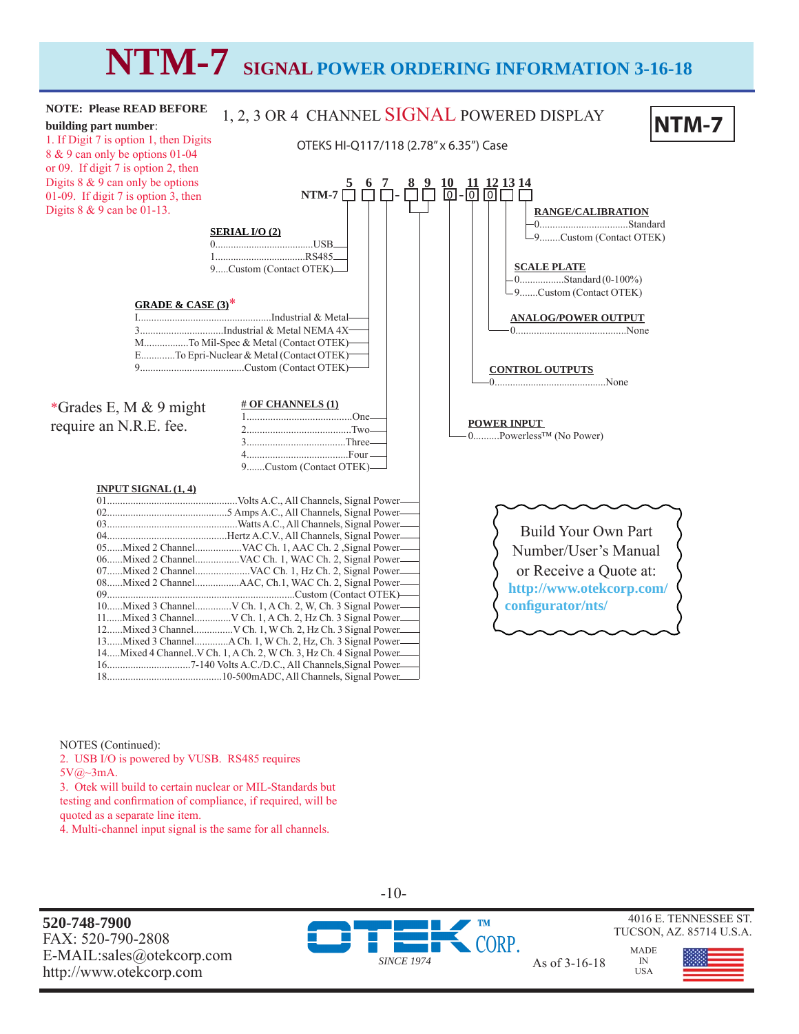# NTM-7 SIGNAL POWER ORDERING INFORMATION 3-16-18

**NOTE: Please READ BEFORE building part number**:
1. If Digit 7 is option 1, then Digits 8 & 9 can only be options 01-04 or 09. If digit 7 is option 2, then Digits 8 & 9 can only be options 01-09. If digit 7 is option 3, then Digits 8 & 9 can be 01-13.

## 1, 2, 3 OR 4 CHANNEL SIGNAL POWERED DISPLAY

**NTM-7**

OTEKS HI-Q117/118 (2.78" x 6.35") Case

NTM-7 □ □ □ - □ □ 0 - 0 0 □ □
(Digits: 5 6 7 - 8 9 10 - 11 12 13 14)

**SERIAL I/O (2)** (Digit 5)
- 0......USB
- 1......RS485
- 9.....Custom (Contact OTEK)

**GRADE & CASE (3)*** (Digit 6)
- I......Industrial & Metal
- 3......Industrial & Metal NEMA 4X
- M......To Mil-Spec & Metal (Contact OTEK)
- E......To Epri-Nuclear & Metal (Contact OTEK)
- 9......Custom (Contact OTEK)

*Grades E, M & 9 might require an N.R.E. fee.

**# OF CHANNELS (1)** (Digit 7)
- 1......One
- 2......Two
- 3......Three
- 4......Four
- 9.......Custom (Contact OTEK)

**INPUT SIGNAL (1, 4)** (Digits 8 & 9)
- 01......Volts A.C., All Channels, Signal Power
- 02......5 Amps A.C., All Channels, Signal Power
- 03......Watts A.C., All Channels, Signal Power
- 04......Hertz A.C.V., All Channels, Signal Power
- 05......Mixed 2 Channel......VAC Ch. 1, AAC Ch. 2 ,Signal Power
- 06......Mixed 2 Channel......VAC Ch. 1, WAC Ch. 2, Signal Power
- 07......Mixed 2 Channel......VAC Ch. 1, Hz Ch. 2, Signal Power
- 08......Mixed 2 Channel......AAC, Ch.1, WAC Ch. 2, Signal Power
- 09......Custom (Contact OTEK)
- 10......Mixed 3 Channel......V Ch. 1, A Ch. 2, W, Ch. 3 Signal Power
- 11......Mixed 3 Channel......V Ch. 1, A Ch. 2, Hz Ch. 3 Signal Power
- 12......Mixed 3 Channel......V Ch. 1, W Ch. 2, Hz Ch. 3 Signal Power
- 13......Mixed 3 Channel......A Ch. 1, W Ch. 2, Hz, Ch. 3 Signal Power
- 14.....Mixed 4 Channel..V Ch. 1, A Ch. 2, W Ch. 3, Hz Ch. 4 Signal Power
- 16......7-140 Volts A.C./D.C., All Channels,Signal Power
- 18......10-500mADC, All Channels, Signal Power

**POWER INPUT** (Digit 10)
- 0..........Powerless™ (No Power)

**CONTROL OUTPUTS** (Digit 11)
- 0......None

**ANALOG/POWER OUTPUT** (Digit 12)
- 0......None

**SCALE PLATE** (Digit 13)
- 0......Standard (0-100%)
- 9.......Custom (Contact OTEK)

**RANGE/CALIBRATION** (Digit 14)
- 0......Standard
- 9........Custom (Contact OTEK)

Build Your Own Part Number/User's Manual or Receive a Quote at: **http://www.otekcorp.com/configurator/nts/**

NOTES (Continued):
2. USB I/O is powered by VUSB. RS485 requires 5V@~3mA.
3. Otek will build to certain nuclear or MIL-Standards but testing and confirmation of compliance, if required, will be quoted as a separate line item.
4. Multi-channel input signal is the same for all channels.

**520-748-7900**
FAX: 520-790-2808
E-MAIL:sales@otekcorp.com
http://www.otekcorp.com

OTEK™ CORP. SINCE 1974

As of 3-16-18

4016 E. TENNESSEE ST.
TUCSON, AZ. 85714 U.S.A.

MADE IN USA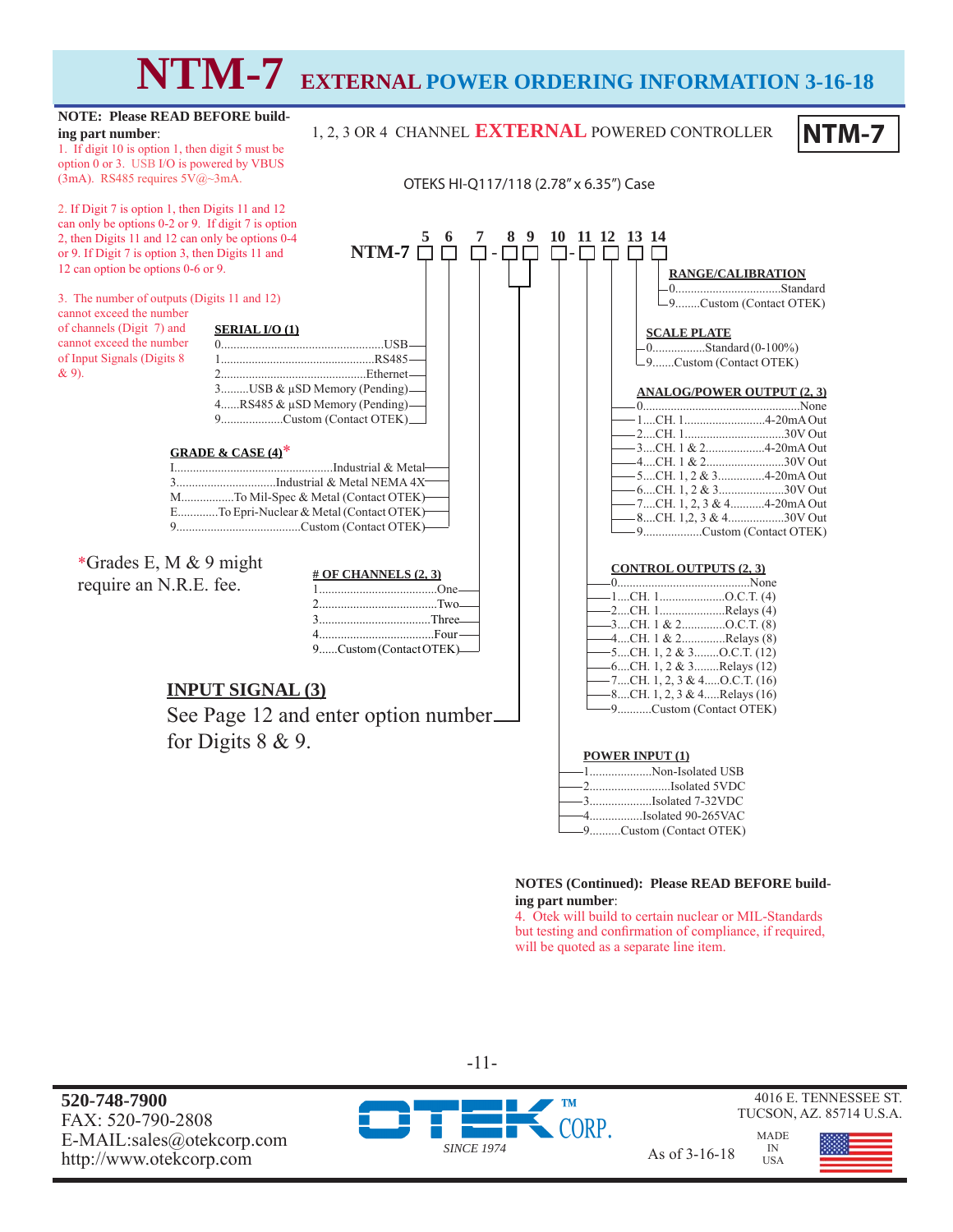# NTM-7 EXTERNAL POWER ORDERING INFORMATION 3-16-18

**NOTE: Please READ BEFORE building part number**:

1. If digit 10 is option 1, then digit 5 must be option 0 or 3. USB I/O is powered by VBUS (3mA). RS485 requires 5V@~3mA.

2. If Digit 7 is option 1, then Digits 11 and 12 can only be options 0-2 or 9. If digit 7 is option 2, then Digits 11 and 12 can only be options 0-4 or 9. If Digit 7 is option 3, then Digits 11 and 12 can option be options 0-6 or 9.

3. The number of outputs (Digits 11 and 12) cannot exceed the number of channels (Digit 7) and cannot exceed the number of Input Signals (Digits 8 & 9).

1, 2, 3 OR 4 CHANNEL **EXTERNAL** POWERED CONTROLLER **NTM-7**

OTEKS HI-Q117/118 (2.78" x 6.35") Case

NTM-7 □(5) □(6) □(7) - □(8) □(9) □(10) - □(11) □(12) □(13) □(14)

### SERIAL I/O (1) (Digit 5)
- 0........USB
- 1........RS485
- 2........Ethernet
- 3........USB & µSD Memory (Pending)
- 4........RS485 & µSD Memory (Pending)
- 9........Custom (Contact OTEK)

### GRADE & CASE (4)* (Digit 6)
- I........Industrial & Metal
- 3........Industrial & Metal NEMA 4X
- M........To Mil-Spec & Metal (Contact OTEK)
- E........To Epri-Nuclear & Metal (Contact OTEK)
- 9........Custom (Contact OTEK)

*Grades E, M & 9 might require an N.R.E. fee.

### # OF CHANNELS (2, 3) (Digit 7)
- 1........One
- 2........Two
- 3........Three
- 4........Four
- 9........Custom (Contact OTEK)

### INPUT SIGNAL (3) (Digits 8 & 9)
See Page 12 and enter option number for Digits 8 & 9.

### POWER INPUT (1) (Digit 10)
- 1........Non-Isolated USB
- 2........Isolated 5VDC
- 3........Isolated 7-32VDC
- 4........Isolated 90-265VAC
- 9........Custom (Contact OTEK)

### CONTROL OUTPUTS (2, 3) (Digit 11)
- 0........None
- 1....CH. 1........O.C.T. (4)
- 2....CH. 1........Relays (4)
- 3....CH. 1 & 2........O.C.T. (8)
- 4....CH. 1 & 2........Relays (8)
- 5....CH. 1, 2 & 3........O.C.T. (12)
- 6....CH. 1, 2 & 3........Relays (12)
- 7....CH. 1, 2, 3 & 4........O.C.T. (16)
- 8....CH. 1, 2, 3 & 4........Relays (16)
- 9........Custom (Contact OTEK)

### ANALOG/POWER OUTPUT (2, 3) (Digit 12)
- 0........None
- 1....CH. 1........4-20mA Out
- 2....CH. 1........30V Out
- 3....CH. 1 & 2........4-20mA Out
- 4....CH. 1 & 2........30V Out
- 5....CH. 1, 2 & 3........4-20mA Out
- 6....CH. 1, 2 & 3........30V Out
- 7....CH. 1, 2, 3 & 4........4-20mA Out
- 8....CH. 1,2, 3 & 4........30V Out
- 9........Custom (Contact OTEK)

### SCALE PLATE (Digit 13)
- 0........Standard (0-100%)
- 9........Custom (Contact OTEK)

### RANGE/CALIBRATION (Digit 14)
- 0........Standard
- 9........Custom (Contact OTEK)

**NOTES (Continued): Please READ BEFORE building part number**:

4. Otek will build to certain nuclear or MIL-Standards but testing and confirmation of compliance, if required, will be quoted as a separate line item.

**520-748-7900**
FAX: 520-790-2808
E-MAIL:sales@otekcorp.com
http://www.otekcorp.com

OTEK CORP. SINCE 1974

4016 E. TENNESSEE ST.
TUCSON, AZ. 85714 U.S.A.

As of 3-16-18 MADE IN USA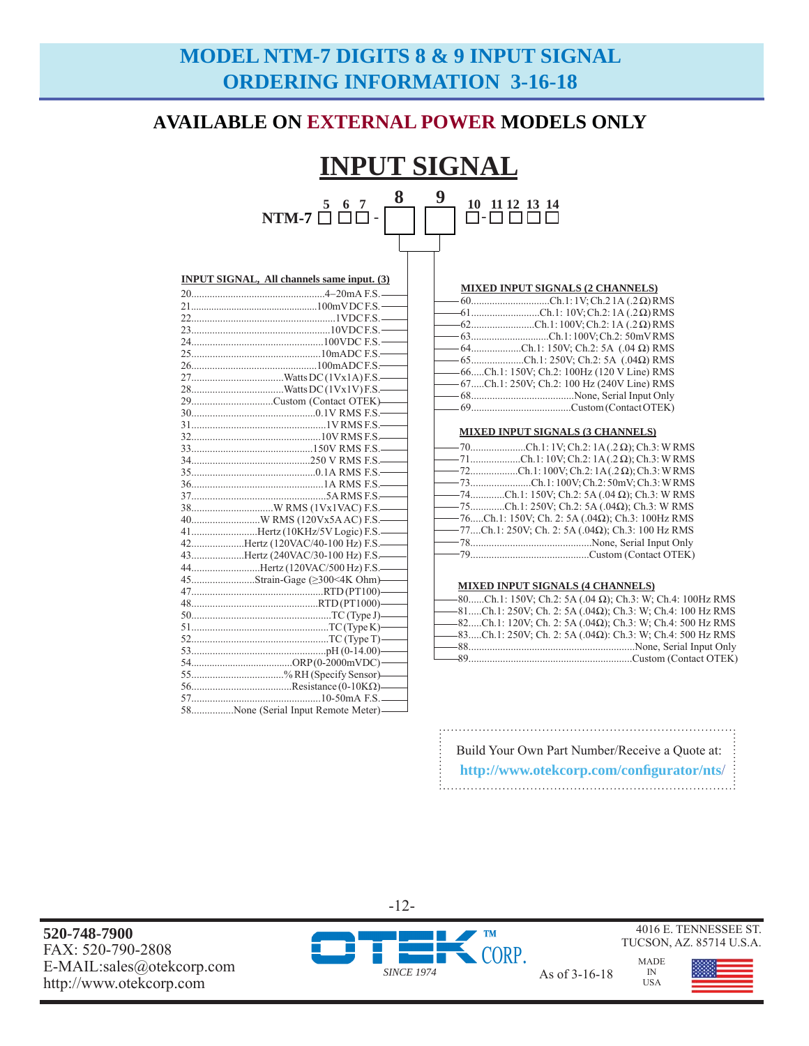# MODEL NTM-7 DIGITS 8 & 9 INPUT SIGNAL ORDERING INFORMATION 3-16-18

## AVAILABLE ON EXTERNAL POWER MODELS ONLY

# INPUT SIGNAL

NTM-7 □ □□ - [8] [9] □- □ □□□ (digits 5, 6, 7, 8, 9, 10, 11, 12, 13, 14)

**INPUT SIGNAL, All channels same input. (3)**

| Code | Input Signal |
|---|---|
| 20 | 4–20mA F.S. |
| 21 | 100mV DC F.S. |
| 22 | 1VDC F.S. |
| 23 | 10VDC F.S. |
| 24 | 100VDC F.S. |
| 25 | 10mADC F.S. |
| 26 | 100mADC F.S. |
| 27 | Watts DC (1Vx1A) F.S. |
| 28 | Watts DC (1Vx1V) F.S. |
| 29 | Custom (Contact OTEK) |
| 30 | 0.1V RMS F.S. |
| 31 | 1V RMS F.S. |
| 32 | 10V RMS F.S. |
| 33 | 150V RMS F.S. |
| 34 | 250 V RMS F.S. |
| 35 | 0.1A RMS F.S. |
| 36 | 1A RMS F.S. |
| 37 | 5A RMS F.S. |
| 38 | W RMS (1Vx1VAC) F.S. |
| 40 | W RMS (120Vx5A AC) F.S. |
| 41 | Hertz (10KHz/5V Logic) F.S. |
| 42 | Hertz (120VAC/40-100 Hz) F.S. |
| 43 | Hertz (240VAC/30-100 Hz) F.S. |
| 44 | Hertz (120VAC/500 Hz) F.S. |
| 45 | Strain-Gage (≥300<4K Ohm) |
| 47 | RTD (PT100) |
| 48 | RTD (PT1000) |
| 50 | TC (Type J) |
| 51 | TC (Type K) |
| 52 | TC (Type T) |
| 53 | pH (0-14.00) |
| 54 | ORP (0-2000mVDC) |
| 55 | % RH (Specify Sensor) |
| 56 | Resistance (0-10KΩ) |
| 57 | 10-50mA F.S. |
| 58 | None (Serial Input Remote Meter) |

**MIXED INPUT SIGNALS (2 CHANNELS)**

| Code | Input Signal |
|---|---|
| 60 | Ch.1: 1V; Ch.2 1A (.2 Ω) RMS |
| 61 | Ch.1: 10V; Ch.2: 1A (.2 Ω) RMS |
| 62 | Ch.1: 100V; Ch.2: 1A (.2 Ω) RMS |
| 63 | Ch.1: 100V; Ch.2: 50mV RMS |
| 64 | Ch.1: 150V; Ch.2: 5A (.04 Ω) RMS |
| 65 | Ch.1: 250V; Ch.2: 5A (.04Ω) RMS |
| 66 | Ch.1: 150V; Ch.2: 100Hz (120 V Line) RMS |
| 67 | Ch.1: 250V; Ch.2: 100 Hz (240V Line) RMS |
| 68 | None, Serial Input Only |
| 69 | Custom (Contact OTEK) |

**MIXED INPUT SIGNALS (3 CHANNELS)**

| Code | Input Signal |
|---|---|
| 70 | Ch.1: 1V; Ch.2: 1A (.2 Ω); Ch.3: W RMS |
| 71 | Ch.1: 10V; Ch.2: 1A (.2 Ω); Ch.3: W RMS |
| 72 | Ch.1: 100V; Ch.2: 1A (.2 Ω); Ch.3: W RMS |
| 73 | Ch.1: 100V; Ch.2: 50mV; Ch.3: W RMS |
| 74 | Ch.1: 150V; Ch.2: 5A (.04 Ω); Ch.3: W RMS |
| 75 | Ch.1: 250V; Ch.2: 5A (.04Ω); Ch.3: W RMS |
| 76 | Ch.1: 150V; Ch. 2: 5A (.04Ω); Ch.3: 100Hz RMS |
| 77 | Ch.1: 250V; Ch. 2: 5A (.04Ω); Ch.3: 100 Hz RMS |
| 78 | None, Serial Input Only |
| 79 | Custom (Contact OTEK) |

**MIXED INPUT SIGNALS (4 CHANNELS)**

| Code | Input Signal |
|---|---|
| 80 | Ch.1: 150V; Ch.2: 5A (.04 Ω); Ch.3: W; Ch.4: 100Hz RMS |
| 81 | Ch.1: 250V; Ch. 2: 5A (.04Ω); Ch.3: W; Ch.4: 100 Hz RMS |
| 82 | Ch.1: 120V; Ch. 2: 5A (.04Ω); Ch.3: W; Ch.4: 500 Hz RMS |
| 83 | Ch.1: 250V; Ch. 2: 5A (.04Ω): Ch.3: W; Ch.4: 500 Hz RMS |
| 88 | None, Serial Input Only |
| 89 | Custom (Contact OTEK) |

Build Your Own Part Number/Receive a Quote at:
http://www.otekcorp.com/configurator/nts/

520-748-7900
FAX: 520-790-2808
E-MAIL:sales@otekcorp.com
http://www.otekcorp.com

OTEK™ CORP. SINCE 1974

As of 3-16-18

4016 E. TENNESSEE ST.
TUCSON, AZ. 85714 U.S.A.

MADE IN USA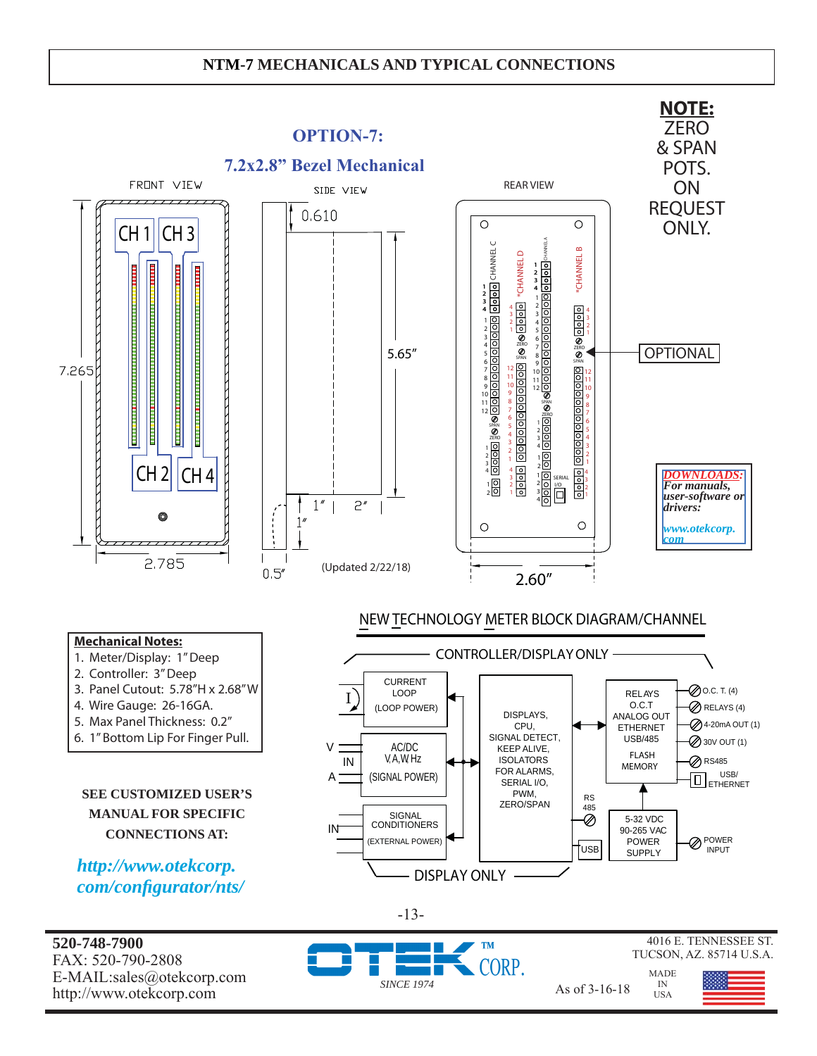# NTM-7 MECHANICALS AND TYPICAL CONNECTIONS

## OPTION-7:

### 7.2x2.8" Bezel Mechanical

**NOTE:** ZERO & SPAN POTS. ON REQUEST ONLY.

FRONT VIEW

CH 1 CH 3

CH 2 CH 4

7.265

2.785

SIDE VIEW

0.610

5.65"

1" 2"

1"

0.5"

(Updated 2/22/18)

REAR VIEW

CHANNEL C

*CHANNEL D

CHANNEL A

*CHANNEL B

ZERO SPAN

SERIAL I/O

OPTIONAL

2.60"

*DOWNLOADS:*
*For manuals, user-software or drivers:*
*www.otekcorp.com*

**Mechanical Notes:**

1. Meter/Display: 1" Deep
2. Controller: 3" Deep
3. Panel Cutout: 5.78"H x 2.68"W
4. Wire Gauge: 26-16GA.
5. Max Panel Thickness: 0.2"
6. 1" Bottom Lip For Finger Pull.

**SEE CUSTOMIZED USER'S MANUAL FOR SPECIFIC CONNECTIONS AT:**

***http://www.otekcorp.com/configurator/nts/***

NEW TECHNOLOGY METER BLOCK DIAGRAM/CHANNEL

CONTROLLER/DISPLAY ONLY

I

CURRENT LOOP (LOOP POWER)

V IN A

AC/DC V,A,W Hz (SIGNAL POWER)

IN

SIGNAL CONDITIONERS (EXTERNAL POWER)

DISPLAYS, CPU, SIGNAL DETECT, KEEP ALIVE, ISOLATORS FOR ALARMS, SERIAL I/O, PWM, ZERO/SPAN

RS 485

USB

RELAYS O.C.T ANALOG OUT ETHERNET USB/485

FLASH MEMORY

O.C. T. (4)

RELAYS (4)

4-20mA OUT (1)

30V OUT (1)

RS485

USB/ ETHERNET

5-32 VDC 90-265 VAC POWER SUPPLY

POWER INPUT

DISPLAY ONLY

**520-748-7900**
FAX: 520-790-2808
E-MAIL:sales@otekcorp.com
http://www.otekcorp.com

OTEK™ CORP. SINCE 1974

As of 3-16-18

4016 E. TENNESSEE ST.
TUCSON, AZ. 85714 U.S.A.

MADE IN USA